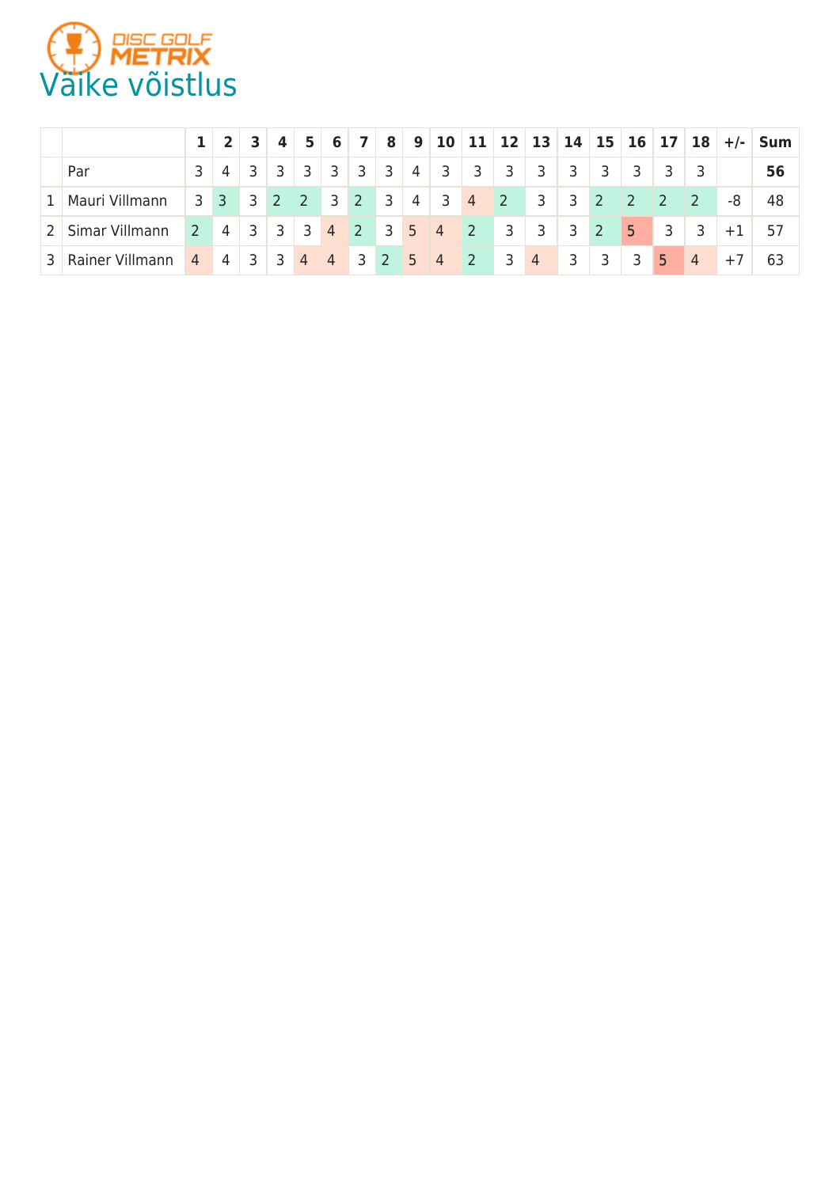DISC GOLF METRIX

# Väike võistlus

| | | 1 | 2 | 3 | 4 | 5 | 6 | 7 | 8 | 9 | 10 | 11 | 12 | 13 | 14 | 15 | 16 | 17 | 18 | +/- | Sum |
|---|---|---|---|---|---|---|---|---|---|---|---|---|---|---|---|---|---|---|---|---|---|
| | Par | 3 | 4 | 3 | 3 | 3 | 3 | 3 | 3 | 4 | 3 | 3 | 3 | 3 | 3 | 3 | 3 | 3 | 3 | | **56** |
| 1 | Mauri Villmann | 3 | 3 | 3 | 2 | 2 | 3 | 2 | 3 | 4 | 3 | 4 | 2 | 3 | 3 | 2 | 2 | 2 | 2 | -8 | 48 |
| 2 | Simar Villmann | 2 | 4 | 3 | 3 | 3 | 4 | 2 | 3 | 5 | 4 | 2 | 3 | 3 | 3 | 2 | 5 | 3 | 3 | +1 | 57 |
| 3 | Rainer Villmann | 4 | 4 | 3 | 3 | 4 | 4 | 3 | 2 | 5 | 4 | 2 | 3 | 4 | 3 | 3 | 3 | 5 | 4 | +7 | 63 |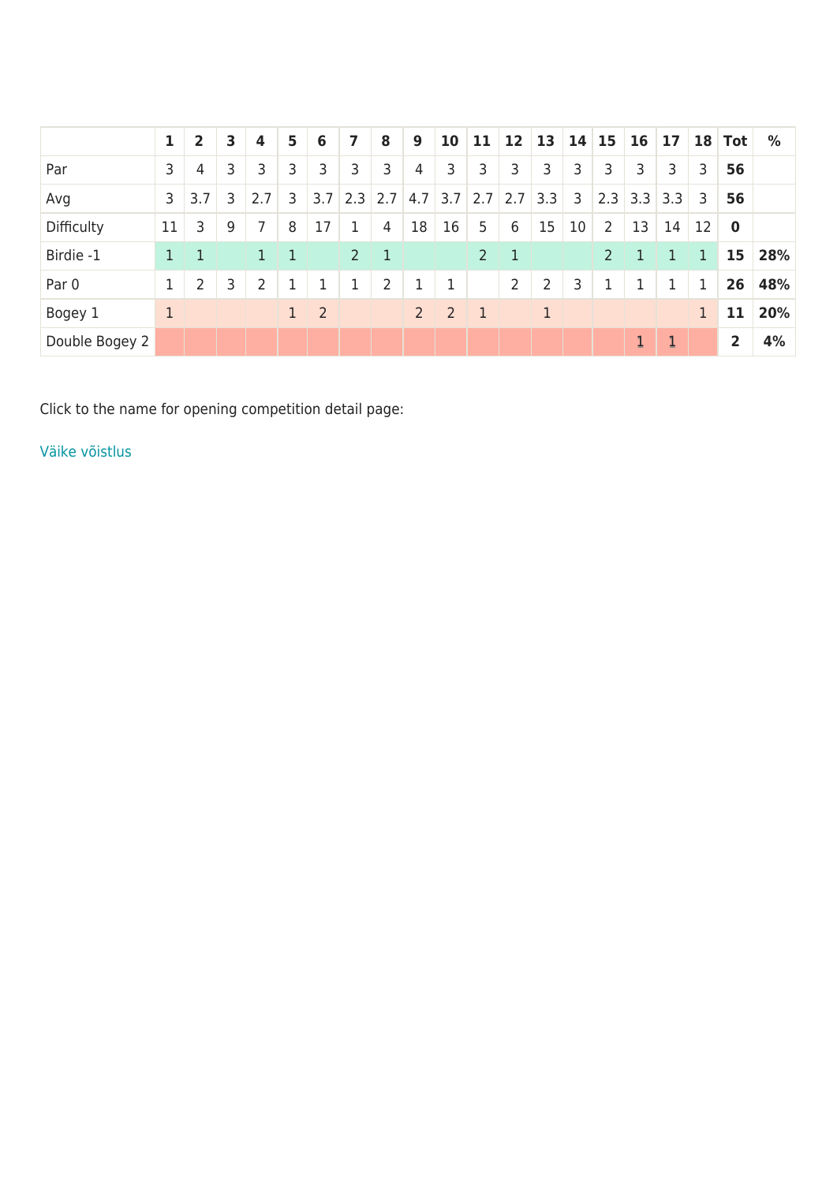| | 1 | 2 | 3 | 4 | 5 | 6 | 7 | 8 | 9 | 10 | 11 | 12 | 13 | 14 | 15 | 16 | 17 | 18 | Tot | % |
|---|---|---|---|---|---|---|---|---|---|---|---|---|---|---|---|---|---|---|---|---|
| Par | 3 | 4 | 3 | 3 | 3 | 3 | 3 | 3 | 4 | 3 | 3 | 3 | 3 | 3 | 3 | 3 | 3 | 3 | **56** | |
| Avg | 3 | 3.7 | 3 | 2.7 | 3 | 3.7 | 2.3 | 2.7 | 4.7 | 3.7 | 2.7 | 2.7 | 3.3 | 3 | 2.3 | 3.3 | 3.3 | 3 | **56** | |
| Difficulty | 11 | 3 | 9 | 7 | 8 | 17 | 1 | 4 | 18 | 16 | 5 | 6 | 15 | 10 | 2 | 13 | 14 | 12 | **0** | |
| Birdie -1 | 1 | 1 | | 1 | 1 | | 2 | 1 | | | 2 | 1 | | | 2 | 1 | 1 | 1 | **15** | **28%** |
| Par 0 | 1 | 2 | 3 | 2 | 1 | 1 | 1 | 2 | 1 | 1 | | 2 | 2 | 3 | 1 | 1 | 1 | 1 | **26** | **48%** |
| Bogey 1 | 1 | | | | 1 | 2 | | | 2 | 2 | 1 | | 1 | | | | | 1 | **11** | **20%** |
| Double Bogey 2 | | | | | | | | | | | | | | | | 1 | 1 | | **2** | **4%** |

Click to the name for opening competition detail page:

Väike võistlus